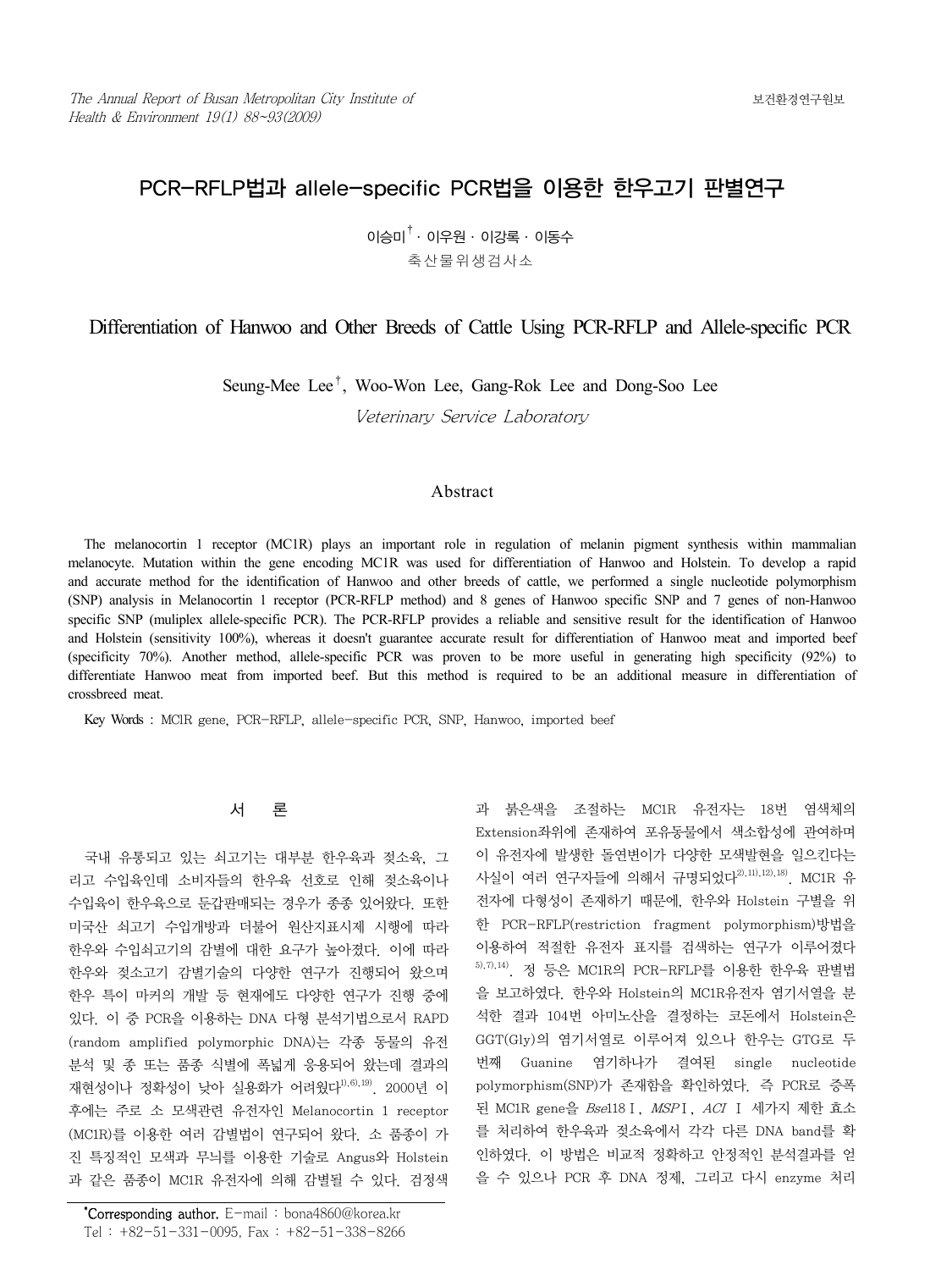# PCR-RFLP법과 allele-specific PCR법을 이용한 한우고기 판별연구

이승미[†] · 이우원 · 이강록 · 이동수

축산물위생검사소

# Differentiation of Hanwoo and Other Breeds of Cattle Using PCR-RFLP and Allele-specific PCR

Seung-Mee Lee[†], Woo-Won Lee, Gang-Rok Lee and Dong-Soo Lee

*Veterinary Service Laboratory*

## Abstract

The melanocortin 1 receptor (MC1R) plays an important role in regulation of melanin pigment synthesis within mammalian melanocyte. Mutation within the gene encoding MC1R was used for differentiation of Hanwoo and Holstein. To develop a rapid and accurate method for the identification of Hanwoo and other breeds of cattle, we performed a single nucleotide polymorphism (SNP) analysis in Melanocortin 1 receptor (PCR-RFLP method) and 8 genes of Hanwoo specific SNP and 7 genes of non-Hanwoo specific SNP (muliplex allele-specific PCR). The PCR-RFLP provides a reliable and sensitive result for the identification of Hanwoo and Holstein (sensitivity 100%), whereas it doesn't guarantee accurate result for differentiation of Hanwoo meat and imported beef (specificity 70%). Another method, allele-specific PCR was proven to be more useful in generating high specificity (92%) to differentiate Hanwoo meat from imported beef. But this method is required to be an additional measure in differentiation of crossbreed meat.

**Key Words** : MC1R gene, PCR-RFLP, allele-specific PCR, SNP, Hanwoo, imported beef

## 서 론

국내 유통되고 있는 쇠고기는 대부분 한우육과 젖소육, 그리고 수입육인데 소비자들의 한우육 선호로 인해 젖소육이나 수입육이 한우육으로 둔갑판매되는 경우가 종종 있어왔다. 또한 미국산 쇠고기 수입개방과 더불어 원산지표시제 시행에 따라 한우와 수입쇠고기의 감별에 대한 요구가 높아졌다. 이에 따라 한우와 젖소고기 감별기술의 다양한 연구가 진행되어 왔으며 한우 특이 마커의 개발 등 현재에도 다양한 연구가 진행 중에 있다. 이 중 PCR을 이용하는 DNA 다형 분석기법으로서 RAPD (random amplified polymorphic DNA)는 각종 동물의 유전 분석 및 종 또는 품종 식별에 폭넓게 응용되어 왔는데 결과의 재현성이나 정확성이 낮아 실용화가 어려웠다[1),6),19)]. 2000년 이후에는 주로 소 모색관련 유전자인 Melanocortin 1 receptor (MC1R)를 이용한 여러 감별법이 연구되어 왔다. 소 품종이 가진 특징적인 모색과 무늬를 이용한 기술로 Angus와 Holstein과 같은 품종이 MC1R 유전자에 의해 감별될 수 있다. 검정색과 붉은색을 조절하는 MC1R 유전자는 18번 염색체의 Extension좌위에 존재하여 포유동물에서 색소합성에 관여하며 이 유전자에 발생한 돌연변이가 다양한 모색발현을 일으킨다는 사실이 여러 연구자들에 의해서 규명되었다[2),11),12),18)]. MC1R 유전자에 다형성이 존재하기 때문에, 한우와 Holstein 구별을 위한 PCR-RFLP(restriction fragment polymorphism)방법을 이용하여 적절한 유전자 표지를 검색하는 연구가 이루어졌다[5),7),14)]. 정 등은 MC1R의 PCR-RFLP를 이용한 한우육 판별법을 보고하였다. 한우와 Holstein의 MC1R유전자 염기서열을 분석한 결과 104번 아미노산을 결정하는 코돈에서 Holstein은 GGT(Gly)의 염기서열로 이루어져 있으나 한우는 GTG로 두 번째 Guanine 염기하나가 결여된 single nucleotide polymorphism(SNP)가 존재함을 확인하였다. 즉 PCR로 증폭된 MC1R gene을 *Bse*118Ⅰ, *MSP*Ⅰ, *ACI* Ⅰ 세가지 제한 효소를 처리하여 한우육과 젖소육에서 각각 다른 DNA band를 확인하였다. 이 방법은 비교적 정확하고 안정적인 분석결과를 얻을 수 있으나 PCR 후 DNA 정제, 그리고 다시 enzyme 처리

*Corresponding author. E-mail : bona4860@korea.kr
Tel : +82-51-331-0095, Fax : +82-51-338-8266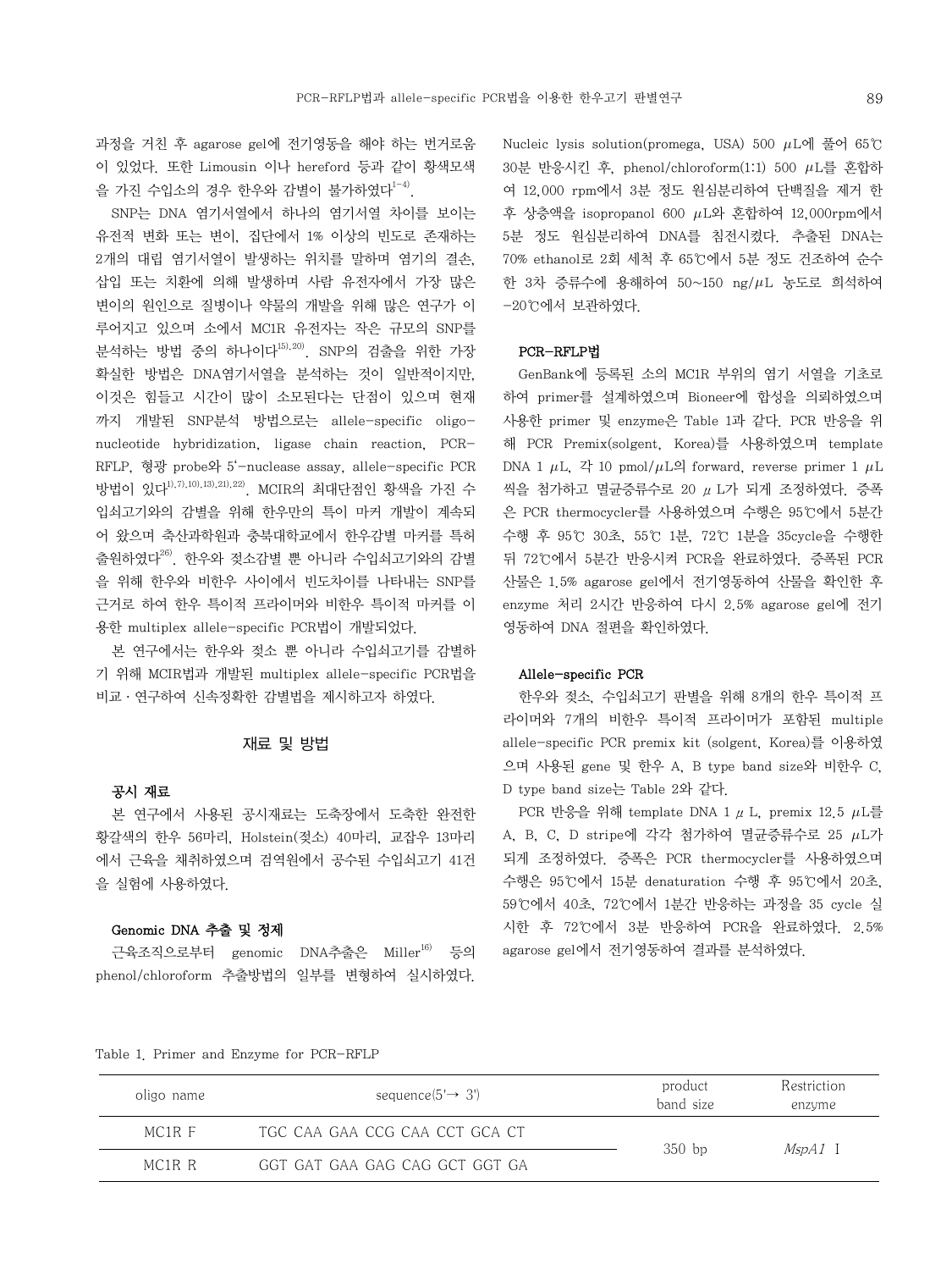과정을 거친 후 agarose gel에 전기영동을 해야 하는 번거로움이 있었다. 또한 Limousin 이나 hereford 등과 같이 황색모색을 가진 수입소의 경우 한우와 감별이 불가하였다[1-4].

SNP는 DNA 염기서열에서 하나의 염기서열 차이를 보이는 유전적 변화 또는 변이, 집단에서 1% 이상의 빈도로 존재하는 2개의 대립 염기서열이 발생하는 위치를 말하며 염기의 결손, 삽입 또는 치환에 의해 발생하며 사람 유전자에서 가장 많은 변이의 원인으로 질병이나 약물의 개발을 위해 많은 연구가 이루어지고 있으며 소에서 MC1R 유전자는 작은 규모의 SNP를 분석하는 방법 중의 하나이다[15),20)]. SNP의 검출을 위한 가장 확실한 방법은 DNA염기서열을 분석하는 것이 일반적이지만, 이것은 힘들고 시간이 많이 소모된다는 단점이 있으며 현재까지 개발된 SNP분석 방법으로는 allele-specific oligo-nucleotide hybridization, ligase chain reaction, PCR-RFLP, 형광 probe와 5'-nuclease assay, allele-specific PCR 방법이 있다[1),7),10),13),21),22)]. MCIR의 최대단점인 황색을 가진 수입쇠고기와의 감별을 위해 한우만의 특이 마커 개발이 계속되어 왔으며 축산과학원과 충북대학교에서 한우감별 마커를 특허출원하였다[26)]. 한우와 젖소감별 뿐 아니라 수입쇠고기와의 감별을 위해 한우와 비한우 사이에서 빈도차이를 나타내는 SNP를 근거로 하여 한우 특이적 프라이머와 비한우 특이적 마커를 이용한 multiplex allele-specific PCR법이 개발되었다.

본 연구에서는 한우와 젖소 뿐 아니라 수입쇠고기를 감별하기 위해 MCIR법과 개발된 multiplex allele-specific PCR법을 비교·연구하여 신속정확한 감별법을 제시하고자 하였다.

## 재료 및 방법

### 공시 재료

본 연구에서 사용된 공시재료는 도축장에서 도축한 완전한 황갈색의 한우 56마리, Holstein(젖소) 40마리, 교잡우 13마리에서 근육을 채취하였으며 검역원에서 공수된 수입쇠고기 41건을 실험에 사용하였다.

### Genomic DNA 추출 및 정제

근육조직으로부터 genomic DNA추출은 Miller[16)] 등의 phenol/chloroform 추출방법의 일부를 변형하여 실시하였다. Nucleic lysis solution(promega, USA) 500 μL에 풀어 65℃ 30분 반응시킨 후, phenol/chloroform(1:1) 500 μL를 혼합하여 12,000 rpm에서 3분 정도 원심분리하여 단백질을 제거 한 후 상층액을 isopropanol 600 μL와 혼합하여 12,000rpm에서 5분 정도 원심분리하여 DNA를 침전시켰다. 추출된 DNA는 70% ethanol로 2회 세척 후 65℃에서 5분 정도 건조하여 순수한 3차 증류수에 용해하여 50~150 ng/μL 농도로 희석하여 -20℃에서 보관하였다.

### PCR-RFLP법

GenBank에 등록된 소의 MC1R 부위의 염기 서열을 기초로 하여 primer를 설계하였으며 Bioneer에 합성을 의뢰하였으며 사용한 primer 및 enzyme은 Table 1과 같다. PCR 반응을 위해 PCR Premix(solgent, Korea)를 사용하였으며 template DNA 1 μL, 각 10 pmol/μL의 forward, reverse primer 1 μL 씩을 첨가하고 멸균증류수로 20 μL가 되게 조정하였다. 증폭은 PCR thermocycler를 사용하였으며 수행은 95℃에서 5분간 수행 후 95℃ 30초, 55℃ 1분, 72℃ 1분을 35cycle을 수행한 뒤 72℃에서 5분간 반응시켜 PCR을 완료하였다. 증폭된 PCR 산물은 1.5% agarose gel에서 전기영동하여 산물을 확인한 후 enzyme 처리 2시간 반응하여 다시 2.5% agarose gel에 전기영동하여 DNA 절편을 확인하였다.

### Allele-specific PCR

한우와 젖소, 수입쇠고기 판별을 위해 8개의 한우 특이적 프라이머와 7개의 비한우 특이적 프라이머가 포함된 multiple allele-specific PCR premix kit (solgent, Korea)를 이용하였으며 사용된 gene 및 한우 A, B type band size와 비한우 C, D type band size는 Table 2와 같다.

PCR 반응을 위해 template DNA 1 μL, premix 12.5 μL를 A, B, C, D stripe에 각각 첨가하여 멸균증류수로 25 μL가 되게 조정하였다. 증폭은 PCR thermocycler를 사용하였으며 수행은 95℃에서 15분 denaturation 수행 후 95℃에서 20초, 59℃에서 40초, 72℃에서 1분간 반응하는 과정을 35 cycle 실시한 후 72℃에서 3분 반응하여 PCR을 완료하였다. 2.5% agarose gel에서 전기영동하여 결과를 분석하였다.

Table 1. Primer and Enzyme for PCR-RFLP

| oligo name | sequence(5'→ 3') | product band size | Restriction enzyme |
|---|---|---|---|
| MC1R F | TGC CAA GAA CCG CAA CCT GCA CT | 350 bp | *MspA1* I |
| MC1R R | GGT GAT GAA GAG CAG GCT GGT GA | | |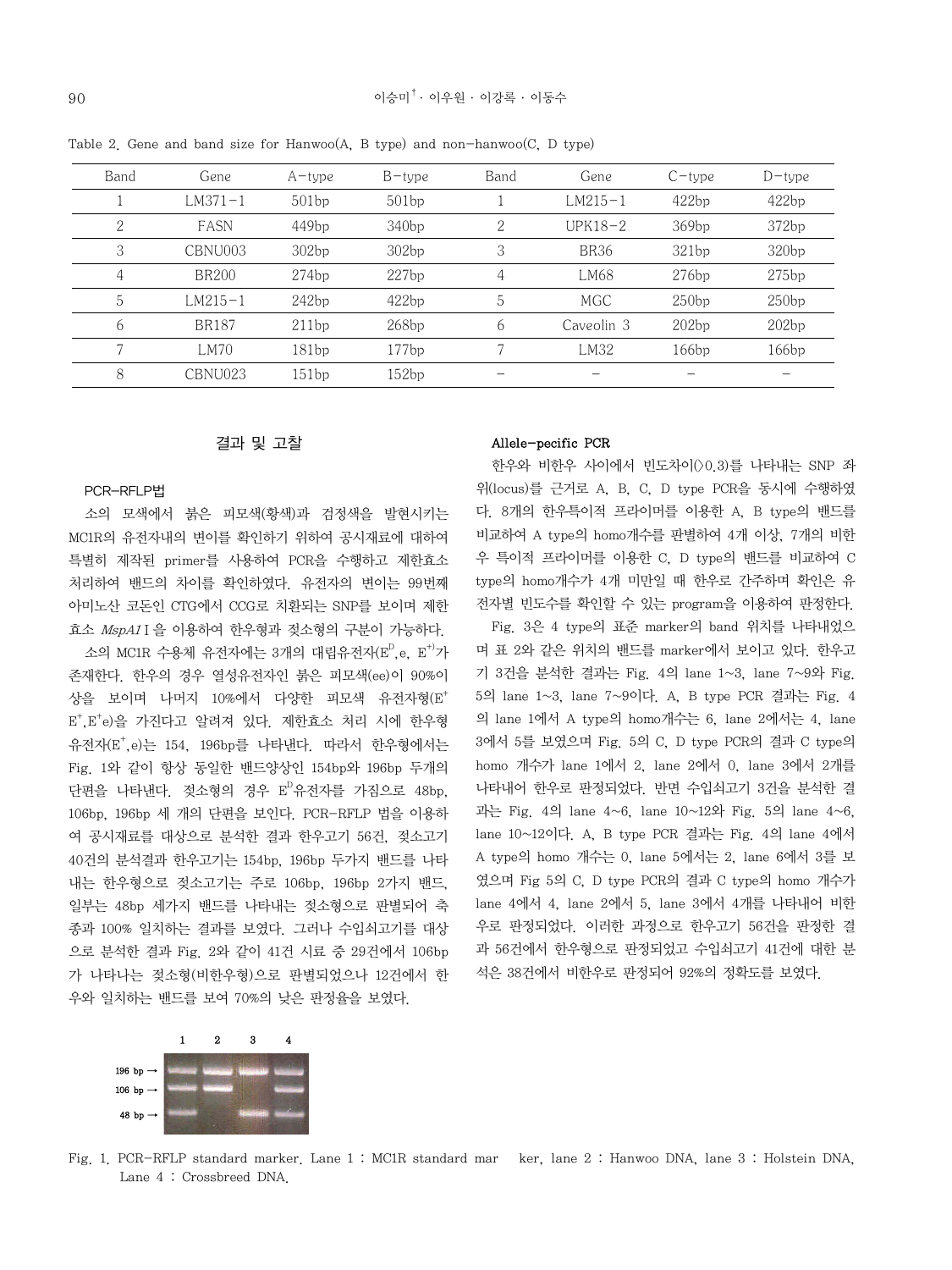Table 2. Gene and band size for Hanwoo(A, B type) and non-hanwoo(C, D type)

| Band | Gene | A-type | B-type | Band | Gene | C-type | D-type |
|---|---|---|---|---|---|---|---|
| 1 | LM371-1 | 501bp | 501bp | 1 | LM215-1 | 422bp | 422bp |
| 2 | FASN | 449bp | 340bp | 2 | UPK18-2 | 369bp | 372bp |
| 3 | CBNU003 | 302bp | 302bp | 3 | BR36 | 321bp | 320bp |
| 4 | BR200 | 274bp | 227bp | 4 | LM68 | 276bp | 275bp |
| 5 | LM215-1 | 242bp | 422bp | 5 | MGC | 250bp | 250bp |
| 6 | BR187 | 211bp | 268bp | 6 | Caveolin 3 | 202bp | 202bp |
| 7 | LM70 | 181bp | 177bp | 7 | LM32 | 166bp | 166bp |
| 8 | CBNU023 | 151bp | 152bp | - | - | - | - |

## 결과 및 고찰

### PCR-RFLP법

소의 모색에서 붉은 피모색(황색)과 검정색을 발현시키는 MC1R의 유전자내의 변이를 확인하기 위하여 공시재료에 대하여 특별히 제작된 primer를 사용하여 PCR을 수행하고 제한효소 처리하여 밴드의 차이를 확인하였다. 유전자의 변이는 99번째 아미노산 코돈인 CTG에서 CCG로 치환되는 SNP를 보이며 제한효소 *MspA1* I 을 이용하여 한우형과 젖소형의 구분이 가능하다.

소의 MC1R 수용체 유전자에는 3개의 대립유전자($E^D$, e, $E^+$)가 존재한다. 한우의 경우 열성유전자인 붉은 피모색(ee)이 90%이상을 보이며 나머지 10%에서 다양한 피모색 유전자형($E^+E^+$, $E^+$e)을 가진다고 알려져 있다. 제한효소 처리 시에 한우형 유전자($E^+$, e)는 154, 196bp를 나타낸다. 따라서 한우형에서는 Fig. 1와 같이 항상 동일한 밴드양상인 154bp와 196bp 두개의 단편을 나타낸다. 젖소형의 경우 $E^D$유전자를 가짐으로 48bp, 106bp, 196bp 세 개의 단편을 보인다. PCR-RFLP 법을 이용하여 공시재료를 대상으로 분석한 결과 한우고기 56건, 젖소고기 40건의 분석결과 한우고기는 154bp, 196bp 두가지 밴드를 나타내는 한우형으로 젖소고기는 주로 106bp, 196bp 2가지 밴드, 일부는 48bp 세가지 밴드를 나타내는 젖소형으로 판별되어 축종과 100% 일치하는 결과를 보였다. 그러나 수입쇠고기를 대상으로 분석한 결과 Fig. 2와 같이 41건 시료 중 29건에서 106bp가 나타나는 젖소형(비한우형)으로 판별되었으나 12건에서 한우와 일치하는 밴드를 보여 70%의 낮은 판정율을 보였다.

Fig. 1. PCR-RFLP standard marker. Lane 1 : MC1R standard marker, lane 2 : Hanwoo DNA, lane 3 : Holstein DNA, Lane 4 : Crossbreed DNA.

### Allele-pecific PCR

한우와 비한우 사이에서 빈도차이(>0.3)를 나타내는 SNP 좌위(locus)를 근거로 A, B, C, D type PCR을 동시에 수행하였다. 8개의 한우특이적 프라이머를 이용한 A, B type의 밴드를 비교하여 A type의 homo개수를 판별하여 4개 이상, 7개의 비한우 특이적 프라이머를 이용한 C, D type의 밴드를 비교하여 C type의 homo개수가 4개 미만일 때 한우로 간주하며 확인은 유전자별 빈도수를 확인할 수 있는 program을 이용하여 판정한다.

Fig. 3은 4 type의 표준 marker의 band 위치를 나타내었으며 표 2와 같은 위치의 밴드를 marker에서 보이고 있다. 한우고기 3건을 분석한 결과는 Fig. 4의 lane 1~3, lane 7~9와 Fig. 5의 lane 1~3, lane 7~9이다. A, B type PCR 결과는 Fig. 4의 lane 1에서 A type의 homo개수는 6, lane 2에서는 4, lane 3에서 5를 보였으며 Fig. 5의 C, D type PCR의 결과 C type의 homo 개수가 lane 1에서 2, lane 2에서 0, lane 3에서 2개를 나타내어 한우로 판정되었다. 반면 수입쇠고기 3건을 분석한 결과는 Fig. 4의 lane 4~6, lane 10~12와 Fig. 5의 lane 4~6, lane 10~12이다. A, B type PCR 결과는 Fig. 4의 lane 4에서 A type의 homo 개수는 0, lane 5에서는 2, lane 6에서 3를 보였으며 Fig 5의 C, D type PCR의 결과 C type의 homo 개수가 lane 4에서 4, lane 2에서 5, lane 3에서 4개를 나타내어 비한우로 판정되었다. 이러한 과정으로 한우고기 56건을 판정한 결과 56건에서 한우형으로 판정되었고 수입쇠고기 41건에 대한 분석은 38건에서 비한우로 판정되어 92%의 정확도를 보였다.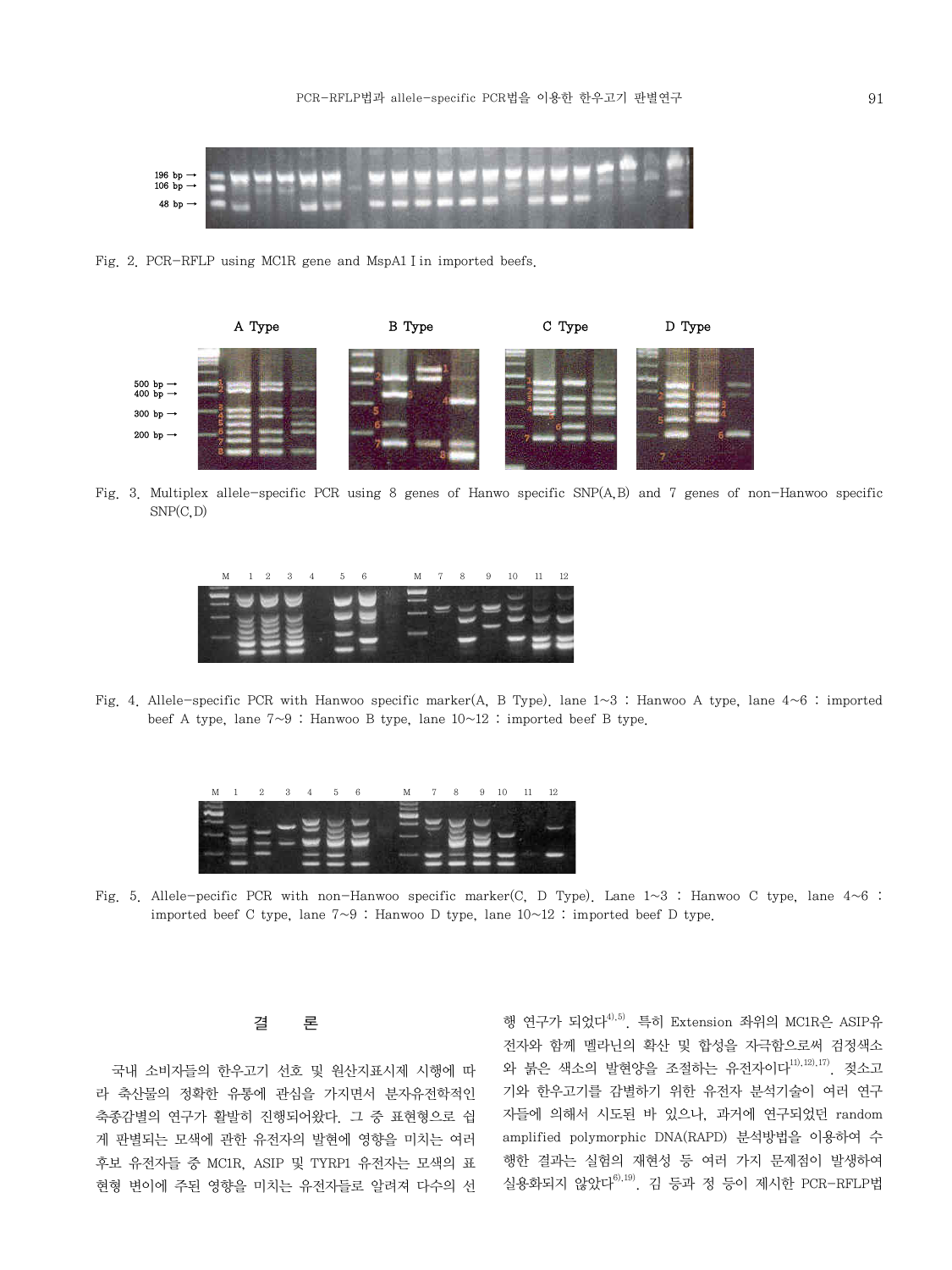Fig. 2. PCR-RFLP using MC1R gene and MspA1 I in imported beefs.

Fig. 3. Multiplex allele-specific PCR using 8 genes of Hanwo specific SNP(A,B) and 7 genes of non-Hanwoo specific SNP(C,D)

Fig. 4. Allele-specific PCR with Hanwoo specific marker(A, B Type). lane 1~3 : Hanwoo A type, lane 4~6 : imported beef A type, lane 7~9 : Hanwoo B type, lane 10~12 : imported beef B type.

Fig. 5. Allele-pecific PCR with non-Hanwoo specific marker(C, D Type). Lane 1~3 : Hanwoo C type, lane 4~6 : imported beef C type, lane 7~9 : Hanwoo D type, lane 10~12 : imported beef D type.

## 결 론

국내 소비자들의 한우고기 선호 및 원산지표시제 시행에 따라 축산물의 정확한 유통에 관심을 가지면서 분자유전학적인 축종감별의 연구가 활발히 진행되어왔다. 그 중 표현형으로 쉽게 판별되는 모색에 관한 유전자의 발현에 영향을 미치는 여러 후보 유전자들 중 MC1R, ASIP 및 TYRP1 유전자는 모색의 표현형 변이에 주된 영향을 미치는 유전자들로 알려져 다수의 선행 연구가 되었다[4),5)]. 특히 Extension 좌위의 MC1R은 ASIP유전자와 함께 멜라닌의 확산 및 합성을 자극함으로써 검정색소와 붉은 색소의 발현양을 조절하는 유전자이다[11),12),17)]. 젖소고기와 한우고기를 감별하기 위한 유전자 분석기술이 여러 연구자들에 의해서 시도된 바 있으나, 과거에 연구되었던 random amplified polymorphic DNA(RAPD) 분석방법을 이용하여 수행한 결과는 실험의 재현성 등 여러 가지 문제점이 발생하여 실용화되지 않았다[6),19)]. 김 등과 정 등이 제시한 PCR-RFLP법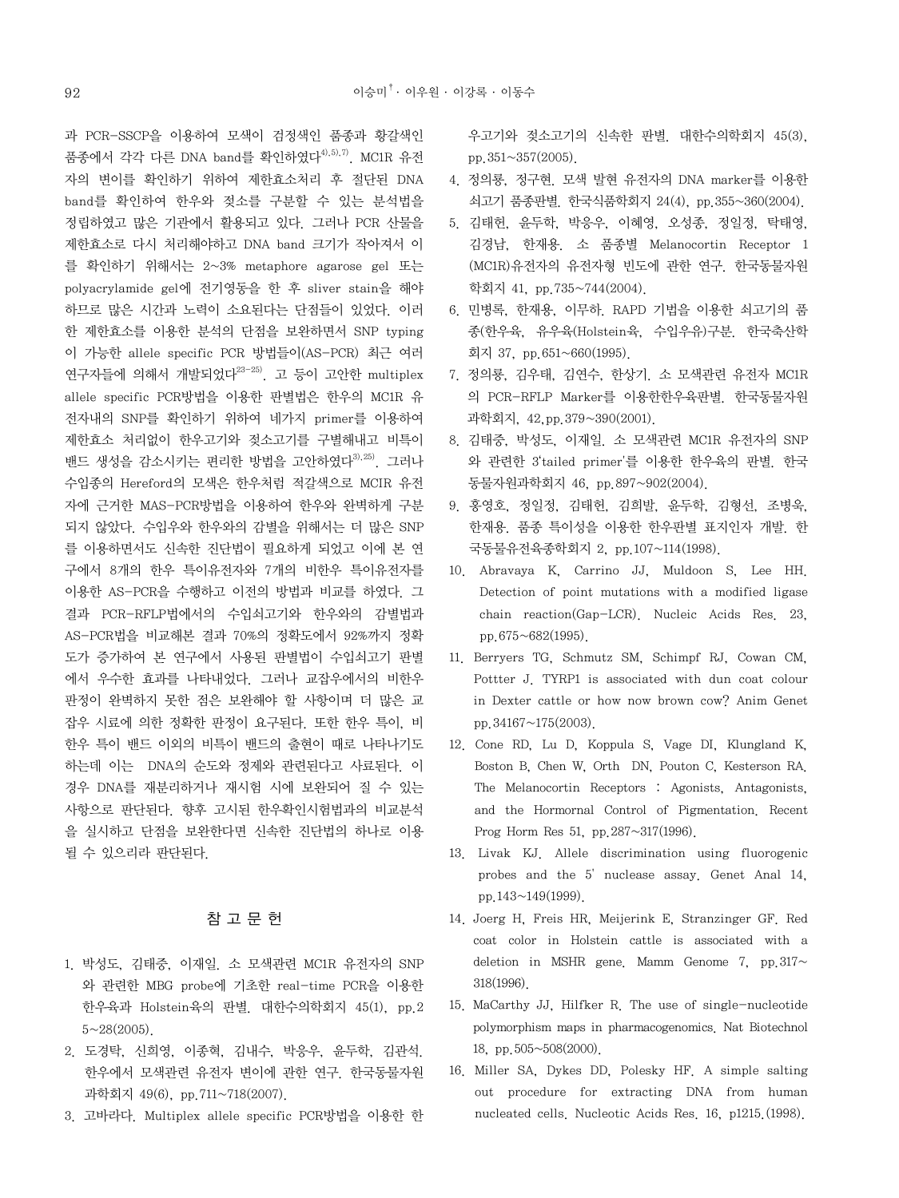과 PCR-SSCP을 이용하여 모색이 검정색인 품종과 황갈색인 품종에서 각각 다른 DNA band를 확인하였다[4),5),7)]. MC1R 유전자의 변이를 확인하기 위하여 제한효소처리 후 절단된 DNA band를 확인하여 한우와 젖소를 구분할 수 있는 분석법을 정립하였고 많은 기관에서 활용되고 있다. 그러나 PCR 산물을 제한효소로 다시 처리해야하고 DNA band 크기가 작아져서 이를 확인하기 위해서는 2~3% metaphore agarose gel 또는 polyacrylamide gel에 전기영동을 한 후 sliver stain을 해야 하므로 많은 시간과 노력이 소요된다는 단점들이 있었다. 이러한 제한효소를 이용한 분석의 단점을 보완하면서 SNP typing이 가능한 allele specific PCR 방법들이(AS-PCR) 최근 여러 연구자들에 의해서 개발되었다[23~25)]. 고 등이 고안한 multiplex allele specific PCR방법을 이용한 판별법은 한우의 MC1R 유전자내의 SNP를 확인하기 위하여 네가지 primer를 이용하여 제한효소 처리없이 한우고기와 젖소고기를 구별해내고 비특이 밴드 생성을 감소시키는 편리한 방법을 고안하였다[3),25)]. 그러나 수입종의 Hereford의 모색은 한우처럼 적갈색으로 MCIR 유전자에 근거한 MAS-PCR방법을 이용하여 한우와 완벽하게 구분되지 않았다. 수입우와 한우와의 감별을 위해서는 더 많은 SNP를 이용하면서도 신속한 진단법이 필요하게 되었고 이에 본 연구에서 8개의 한우 특이유전자와 7개의 비한우 특이유전자를 이용한 AS-PCR을 수행하고 이전의 방법과 비교를 하였다. 그 결과 PCR-RFLP법에서의 수입쇠고기와 한우와의 감별법과 AS-PCR법을 비교해본 결과 70%의 정확도에서 92%까지 정확도가 증가하여 본 연구에서 사용된 판별법이 수입쇠고기 판별에서 우수한 효과를 나타내었다. 그러나 교잡우에서의 비한우 판정이 완벽하지 못한 점은 보완해야 할 사항이며 더 많은 교잡우 시료에 의한 정확한 판정이 요구된다. 또한 한우 특이, 비한우 특이 밴드 이외의 비특이 밴드의 출현이 때로 나타나기도 하는데 이는 DNA의 순도와 정제와 관련된다고 사료된다. 이 경우 DNA를 재분리하거나 재시험 시에 보완되어 질 수 있는 사항으로 판단된다. 향후 고시된 한우확인시험법과의 비교분석을 실시하고 단점을 보완한다면 신속한 진단법의 하나로 이용될 수 있으리라 판단된다.

## 참 고 문 헌

1. 박성도, 김태중, 이재일. 소 모색관련 MC1R 유전자의 SNP와 관련한 MBG probe에 기초한 real-time PCR을 이용한 한우육과 Holstein육의 판별. 대한수의학회지 45(1), pp.25~28(2005).
2. 도경탁, 신희영, 이종혁, 김내수, 박응우, 윤두학, 김관석. 한우에서 모색관련 유전자 변이에 관한 연구. 한국동물자원과학회지 49(6), pp.711~718(2007).
3. 고바라다. Multiplex allele specific PCR방법을 이용한 한우고기와 젖소고기의 신속한 판별. 대한수의학회지 45(3), pp.351~357(2005).
4. 정의룡, 정구현. 모색 발현 유전자의 DNA marker를 이용한 쇠고기 품종판별. 한국식품학회지 24(4), pp.355~360(2004).
5. 김태헌, 윤두학, 박응우, 이혜영, 오성종, 정일정, 탁태영, 김경남, 한재용. 소 품종별 Melanocortin Receptor 1 (MC1R)유전자의 유전자형 빈도에 관한 연구. 한국동물자원학회지 41, pp.735~744(2004).
6. 민병록, 한재용, 이무하. RAPD 기법을 이용한 쇠고기의 품종(한우육, 유우육(Holstein육, 수입우유)구분. 한국축산학회지 37, pp.651~660(1995).
7. 정의룡, 김우태, 김연수, 한상기. 소 모색관련 유전자 MC1R의 PCR-RFLP Marker를 이용한한우육판별. 한국동물자원과학회지, 42,pp.379~390(2001).
8. 김태중, 박성도, 이재일. 소 모색관련 MC1R 유전자의 SNP와 관련한 3'tailed primer'를 이용한 한우육의 판별. 한국동물자원과학회지 46, pp.897~902(2004).
9. 홍영호, 정일정, 김태헌, 김희발, 윤두학, 김형선, 조병욱, 한재용. 품종 특이성을 이용한 한우판별 표지인자 개발. 한국동물유전육종학회지 2, pp.107~114(1998).
10. Abravaya K, Carrino JJ, Muldoon S, Lee HH. Detection of point mutations with a modified ligase chain reaction(Gap-LCR). Nucleic Acids Res. 23, pp.675~682(1995).
11. Berryers TG, Schmutz SM, Schimpf RJ, Cowan CM, Pottter J. TYRP1 is associated with dun coat colour in Dexter cattle or how now brown cow? Anim Genet pp.34167~175(2003).
12. Cone RD, Lu D, Koppula S, Vage DI, Klungland K, Boston B, Chen W, Orth DN, Pouton C, Kesterson RA. The Melanocortin Receptors : Agonists, Antagonists, and the Hormornal Control of Pigmentation. Recent Prog Horm Res 51, pp.287~317(1996).
13. Livak KJ. Allele discrimination using fluorogenic probes and the 5' nuclease assay. Genet Anal 14, pp.143~149(1999).
14. Joerg H, Freis HR, Meijerink E, Stranzinger GF. Red coat color in Holstein cattle is associated with a deletion in MSHR gene. Mamm Genome 7, pp.317~318(1996).
15. MaCarthy JJ, Hilfker R. The use of single-nucleotide polymorphism maps in pharmacogenomics. Nat Biotechnol 18, pp.505~508(2000).
16. Miller SA, Dykes DD, Polesky HF. A simple salting out procedure for extracting DNA from human nucleated cells. Nucleotic Acids Res. 16, p1215.(1998).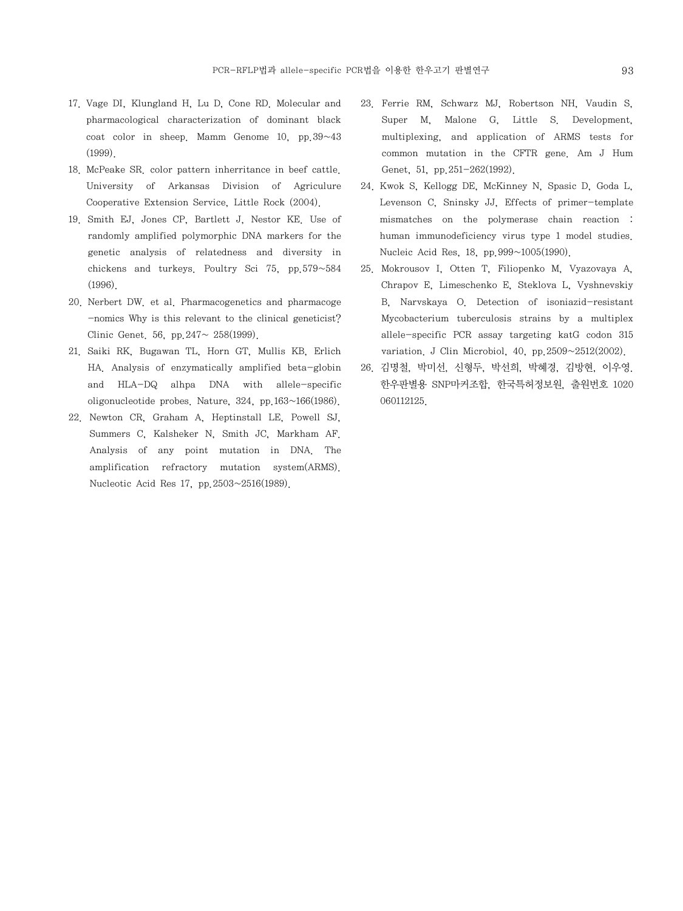17. Vage DI, Klungland H, Lu D, Cone RD. Molecular and pharmacological characterization of dominant black coat color in sheep. Mamm Genome 10, pp.39~43 (1999).
18. McPeake SR. color pattern inherritance in beef cattle. University of Arkansas Division of Agriculure Cooperative Extension Service, Little Rock (2004).
19. Smith EJ, Jones CP, Bartlett J, Nestor KE. Use of randomly amplified polymorphic DNA markers for the genetic analysis of relatedness and diversity in chickens and turkeys. Poultry Sci 75, pp.579~584 (1996).
20. Nerbert DW. et al. Pharmacogenetics and pharmacoge-nomics Why is this relevant to the clinical geneticist? Clinic Genet. 56, pp.247~ 258(1999).
21. Saiki RK, Bugawan TL, Horn GT, Mullis KB, Erlich HA. Analysis of enzymatically amplified beta-globin and HLA-DQ alhpa DNA with allele-specific oligonucleotide probes. Nature, 324, pp.163~166(1986).
22. Newton CR, Graham A, Heptinstall LE, Powell SJ, Summers C, Kalsheker N, Smith JC, Markham AF. Analysis of any point mutation in DNA. The amplification refractory mutation system(ARMS). Nucleotic Acid Res 17, pp.2503~2516(1989).
23. Ferrie RM, Schwarz MJ, Robertson NH, Vaudin S, Super M, Malone G, Little S. Development, multiplexing, and application of ARMS tests for common mutation in the CFTR gene. Am J Hum Genet, 51, pp.251-262(1992).
24. Kwok S, Kellogg DE, McKinney N, Spasic D, Goda L, Levenson C, Sninsky JJ, Effects of primer-template mismatches on the polymerase chain reaction : human immunodeficiency virus type 1 model studies. Nucleic Acid Res, 18, pp.999~1005(1990).
25. Mokrousov I, Otten T, Filiopenko M, Vyazovaya A, Chrapov E, Limeschenko E, Steklova L, Vyshnevskiy B, Narvskaya O. Detection of isoniazid-resistant Mycobacterium tuberculosis strains by a multiplex allele-specific PCR assay targeting katG codon 315 variation. J Clin Microbiol, 40, pp.2509~2512(2002).
26. 김명철, 박미선, 신형두, 박선희, 박혜경, 김방현, 이우영. 한우판별용 SNP마커조합, 한국특허정보원, 출원번호 1020060112125.